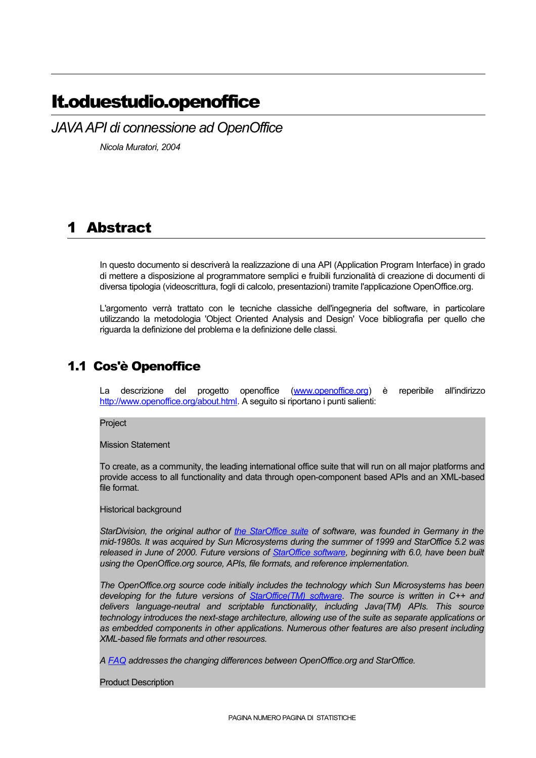# It.oduestudio.openoffice

*JAVA API di connessione ad OpenOffice*

*Nicola Muratori, 2004*

## 1 Abstract

In questo documento si descriverà la realizzazione di una API (Application Program Interface) in grado di mettere a disposizione al programmatore semplici e fruibili funzionalità di creazione di documenti di diversa tipologia (videoscrittura, fogli di calcolo, presentazioni) tramite l'applicazione OpenOffice.org.

L'argomento verrà trattato con le tecniche classiche dell'ingegneria del software, in particolare utilizzando la metodologia 'Object Oriented Analysis and Design' Voce bibliografia per quello che riguarda la definizione del problema e la definizione delle classi.

### 1.1 Cos'è Openoffice

La descrizione del progetto openoffice ([www.openoffice.org](www.openoffice.org)) è reperibile all'indirizzo [http://www.openoffice.org/about.html](http://www.openoffice.org/about.html). A seguito si riportano i punti salienti:

Project

Mission Statement

To create, as a community, the leading international office suite that will run on all major platforms and provide access to all functionality and data through open-component based APIs and an XML-based file format.

Historical background

*StarDivision, the original author of the StarOffice suite of software, was founded in Germany in the mid-1980s. It was acquired by Sun Microsystems during the summer of 1999 and StarOffice 5.2 was released in June of 2000. Future versions of StarOffice software, beginning with 6.0, have been built using the OpenOffice.org source, APIs, file formats, and reference implementation.*

*The OpenOffice.org source code initially includes the technology which Sun Microsystems has been developing for the future versions of StarOffice(TM) software. The source is written in C++ and delivers language-neutral and scriptable functionality, including Java(TM) APIs. This source technology introduces the next-stage architecture, allowing use of the suite as separate applications or as embedded components in other applications. Numerous other features are also present including XML-based file formats and other resources.*

*A FAQ addresses the changing differences between OpenOffice.org and StarOffice.*

Product Description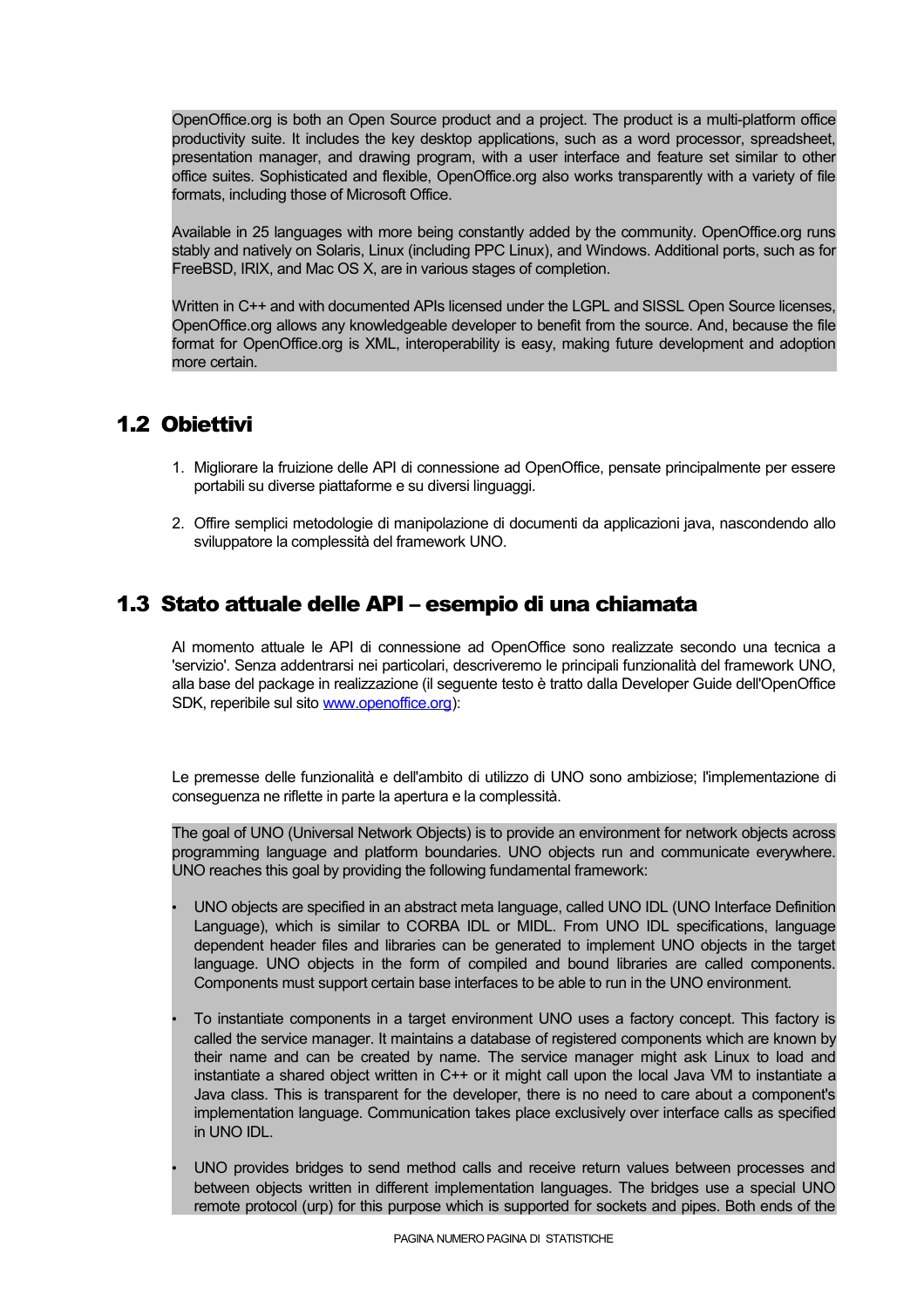OpenOffice.org is both an Open Source product and a project. The product is a multi-platform office productivity suite. It includes the key desktop applications, such as a word processor, spreadsheet, presentation manager, and drawing program, with a user interface and feature set similar to other office suites. Sophisticated and flexible, OpenOffice.org also works transparently with a variety of file formats, including those of Microsoft Office.

Available in 25 languages with more being constantly added by the community. OpenOffice.org runs stably and natively on Solaris, Linux (including PPC Linux), and Windows. Additional ports, such as for FreeBSD, IRIX, and Mac OS X, are in various stages of completion.

Written in C++ and with documented APIs licensed under the LGPL and SISSL Open Source licenses, OpenOffice.org allows any knowledgeable developer to benefit from the source. And, because the file format for OpenOffice.org is XML, interoperability is easy, making future development and adoption more certain.

## 1.2 Obiettivi

1. Migliorare la fruizione delle API di connessione ad OpenOffice, pensate principalmente per essere portabili su diverse piattaforme e su diversi linguaggi.

2. Offire semplici metodologie di manipolazione di documenti da applicazioni java, nascondendo allo sviluppatore la complessità del framework UNO.

## 1.3 Stato attuale delle API – esempio di una chiamata

Al momento attuale le API di connessione ad OpenOffice sono realizzate secondo una tecnica a 'servizio'. Senza addentrarsi nei particolari, descriveremo le principali funzionalità del framework UNO, alla base del package in realizzazione (il seguente testo è tratto dalla Developer Guide dell'OpenOffice SDK, reperibile sul sito www.openoffice.org):

Le premesse delle funzionalità e dell'ambito di utilizzo di UNO sono ambiziose; l'implementazione di conseguenza ne riflette in parte la apertura e la complessità.

The goal of UNO (Universal Network Objects) is to provide an environment for network objects across programming language and platform boundaries. UNO objects run and communicate everywhere. UNO reaches this goal by providing the following fundamental framework:

- UNO objects are specified in an abstract meta language, called UNO IDL (UNO Interface Definition Language), which is similar to CORBA IDL or MIDL. From UNO IDL specifications, language dependent header files and libraries can be generated to implement UNO objects in the target language. UNO objects in the form of compiled and bound libraries are called components. Components must support certain base interfaces to be able to run in the UNO environment.

- To instantiate components in a target environment UNO uses a factory concept. This factory is called the service manager. It maintains a database of registered components which are known by their name and can be created by name. The service manager might ask Linux to load and instantiate a shared object written in C++ or it might call upon the local Java VM to instantiate a Java class. This is transparent for the developer, there is no need to care about a component's implementation language. Communication takes place exclusively over interface calls as specified in UNO IDL.

- UNO provides bridges to send method calls and receive return values between processes and between objects written in different implementation languages. The bridges use a special UNO remote protocol (urp) for this purpose which is supported for sockets and pipes. Both ends of the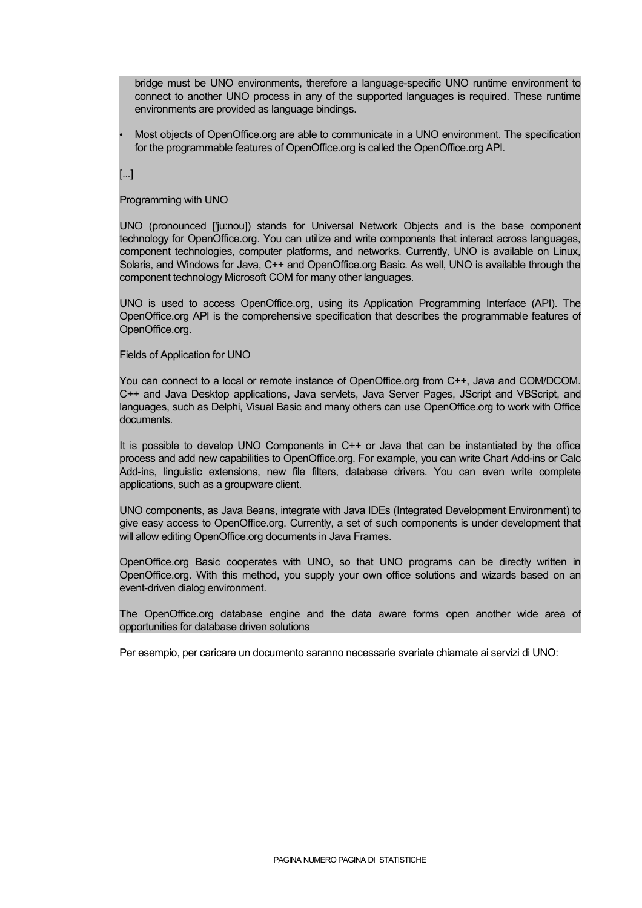bridge must be UNO environments, therefore a language-specific UNO runtime environment to connect to another UNO process in any of the supported languages is required. These runtime environments are provided as language bindings.

- Most objects of OpenOffice.org are able to communicate in a UNO environment. The specification for the programmable features of OpenOffice.org is called the OpenOffice.org API.

[...]

Programming with UNO

UNO (pronounced ['ju:nou]) stands for Universal Network Objects and is the base component technology for OpenOffice.org. You can utilize and write components that interact across languages, component technologies, computer platforms, and networks. Currently, UNO is available on Linux, Solaris, and Windows for Java, C++ and OpenOffice.org Basic. As well, UNO is available through the component technology Microsoft COM for many other languages.

UNO is used to access OpenOffice.org, using its Application Programming Interface (API). The OpenOffice.org API is the comprehensive specification that describes the programmable features of OpenOffice.org.

Fields of Application for UNO

You can connect to a local or remote instance of OpenOffice.org from C++, Java and COM/DCOM. C++ and Java Desktop applications, Java servlets, Java Server Pages, JScript and VBScript, and languages, such as Delphi, Visual Basic and many others can use OpenOffice.org to work with Office documents.

It is possible to develop UNO Components in C++ or Java that can be instantiated by the office process and add new capabilities to OpenOffice.org. For example, you can write Chart Add-ins or Calc Add-ins, linguistic extensions, new file filters, database drivers. You can even write complete applications, such as a groupware client.

UNO components, as Java Beans, integrate with Java IDEs (Integrated Development Environment) to give easy access to OpenOffice.org. Currently, a set of such components is under development that will allow editing OpenOffice.org documents in Java Frames.

OpenOffice.org Basic cooperates with UNO, so that UNO programs can be directly written in OpenOffice.org. With this method, you supply your own office solutions and wizards based on an event-driven dialog environment.

The OpenOffice.org database engine and the data aware forms open another wide area of opportunities for database driven solutions

Per esempio, per caricare un documento saranno necessarie svariate chiamate ai servizi di UNO: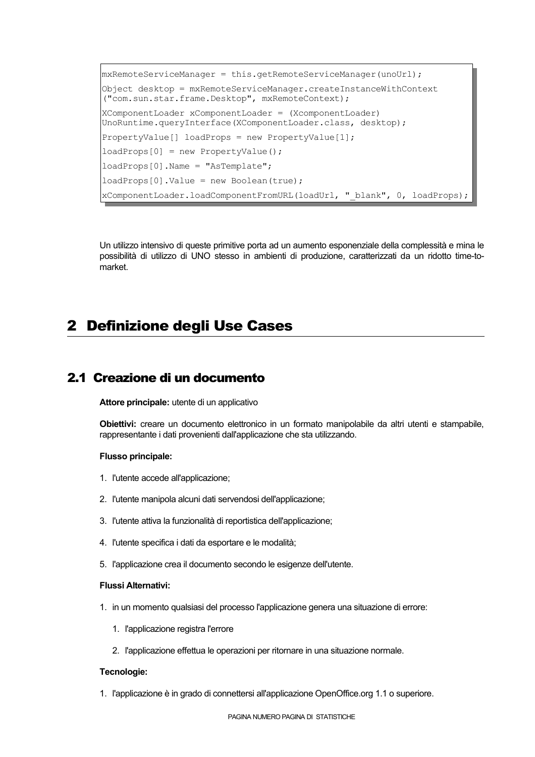```
mxRemoteServiceManager = this.getRemoteServiceManager(unoUrl);
Object desktop = mxRemoteServiceManager.createInstanceWithContext
("com.sun.star.frame.Desktop", mxRemoteContext);
XComponentLoader xComponentLoader = (XcomponentLoader)
UnoRuntime.queryInterface(XComponentLoader.class, desktop);
PropertyValue[] loadProps = new PropertyValue[1];
loadProps[0] = new PropertyValue();
loadProps[0].Name = "AsTemplate";
loadProps[0].Value = new Boolean(true);
xComponentLoader.loadComponentFromURL(loadUrl, "_blank", 0, loadProps);
```

Un utilizzo intensivo di queste primitive porta ad un aumento esponenziale della complessità e mina le possibilità di utilizzo di UNO stesso in ambienti di produzione, caratterizzati da un ridotto time-to-market.

# 2 Definizione degli Use Cases

## 2.1 Creazione di un documento

**Attore principale:** utente di un applicativo

**Obiettivi:** creare un documento elettronico in un formato manipolabile da altri utenti e stampabile, rappresentante i dati provenienti dall'applicazione che sta utilizzando.

**Flusso principale:**

1. l'utente accede all'applicazione;
2. l'utente manipola alcuni dati servendosi dell'applicazione;
3. l'utente attiva la funzionalità di reportistica dell'applicazione;
4. l'utente specifica i dati da esportare e le modalità;
5. l'applicazione crea il documento secondo le esigenze dell'utente.

**Flussi Alternativi:**

1. in un momento qualsiasi del processo l'applicazione genera una situazione di errore:
   1. l'applicazione registra l'errore
   2. l'applicazione effettua le operazioni per ritornare in una situazione normale.

**Tecnologie:**

1. l'applicazione è in grado di connettersi all'applicazione OpenOffice.org 1.1 o superiore.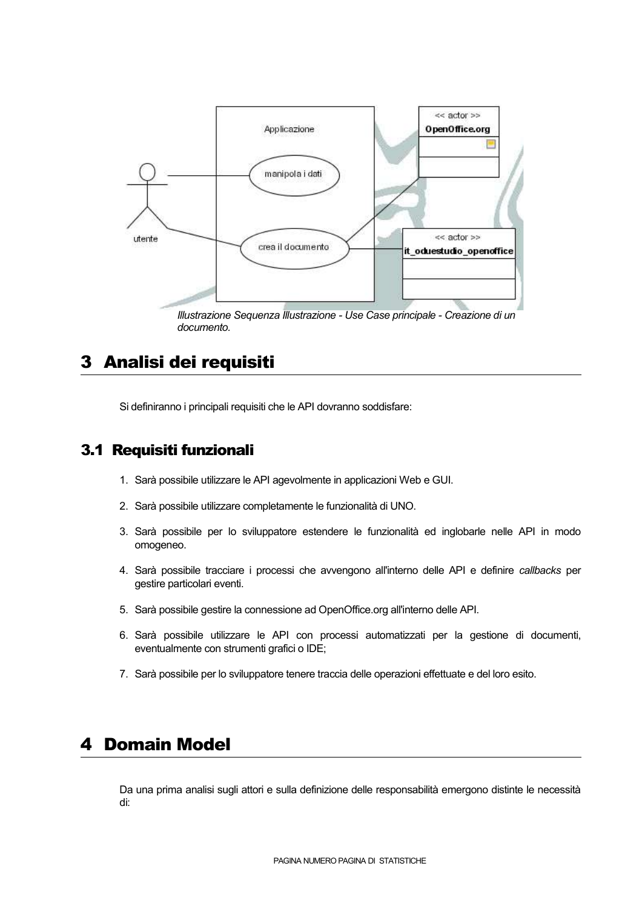*Illustrazione Sequenza Illustrazione - Use Case principale - Creazione di un documento.*

# 3 Analisi dei requisiti

Si definiranno i principali requisiti che le API dovranno soddisfare:

## 3.1 Requisiti funzionali

1. Sarà possibile utilizzare le API agevolmente in applicazioni Web e GUI.
2. Sarà possibile utilizzare completamente le funzionalità di UNO.
3. Sarà possibile per lo sviluppatore estendere le funzionalità ed inglobarle nelle API in modo omogeneo.
4. Sarà possibile tracciare i processi che avvengono all'interno delle API e definire *callbacks* per gestire particolari eventi.
5. Sarà possibile gestire la connessione ad OpenOffice.org all'interno delle API.
6. Sarà possibile utilizzare le API con processi automatizzati per la gestione di documenti, eventualmente con strumenti grafici o IDE;
7. Sarà possibile per lo sviluppatore tenere traccia delle operazioni effettuate e del loro esito.

# 4 Domain Model

Da una prima analisi sugli attori e sulla definizione delle responsabilità emergono distinte le necessità di: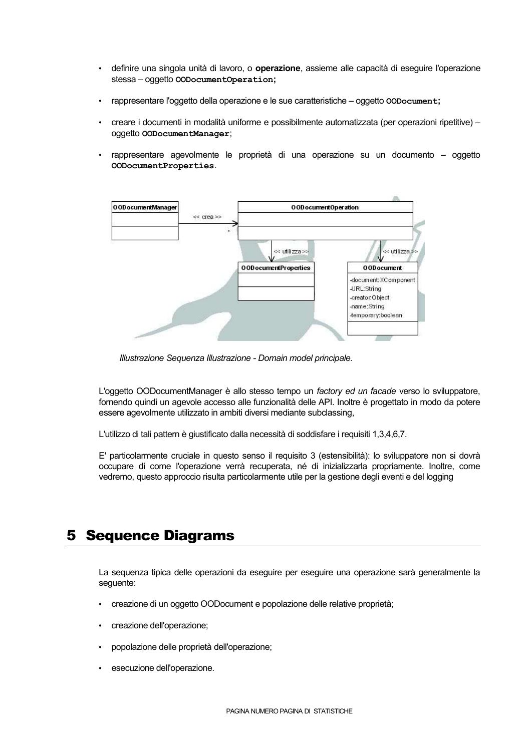- definire una singola unità di lavoro, o **operazione**, assieme alle capacità di eseguire l'operazione stessa – oggetto `OODocumentOperation;`
- rappresentare l'oggetto della operazione e le sue caratteristiche – oggetto `OODocument;`
- creare i documenti in modalità uniforme e possibilmente automatizzata (per operazioni ripetitive) – oggetto `OODocumentManager`;
- rappresentare agevolmente le proprietà di una operazione su un documento – oggetto `OODocumentProperties`.

*Illustrazione Sequenza Illustrazione - Domain model principale.*

L'oggetto OODocumentManager è allo stesso tempo un *factory ed un facade* verso lo sviluppatore, fornendo quindi un agevole accesso alle funzionalità delle API. Inoltre è progettato in modo da potere essere agevolmente utilizzato in ambiti diversi mediante subclassing,

L'utilizzo di tali pattern è giustificato dalla necessità di soddisfare i requisiti 1,3,4,6,7.

E' particolarmente cruciale in questo senso il requisito 3 (estensibilità): lo sviluppatore non si dovrà occupare di come l'operazione verrà recuperata, né di inizializzarla propriamente. Inoltre, come vedremo, questo approccio risulta particolarmente utile per la gestione degli eventi e del logging

# 5 Sequence Diagrams

La sequenza tipica delle operazioni da eseguire per eseguire una operazione sarà generalmente la seguente:

- creazione di un oggetto OODocument e popolazione delle relative proprietà;
- creazione dell'operazione;
- popolazione delle proprietà dell'operazione;
- esecuzione dell'operazione.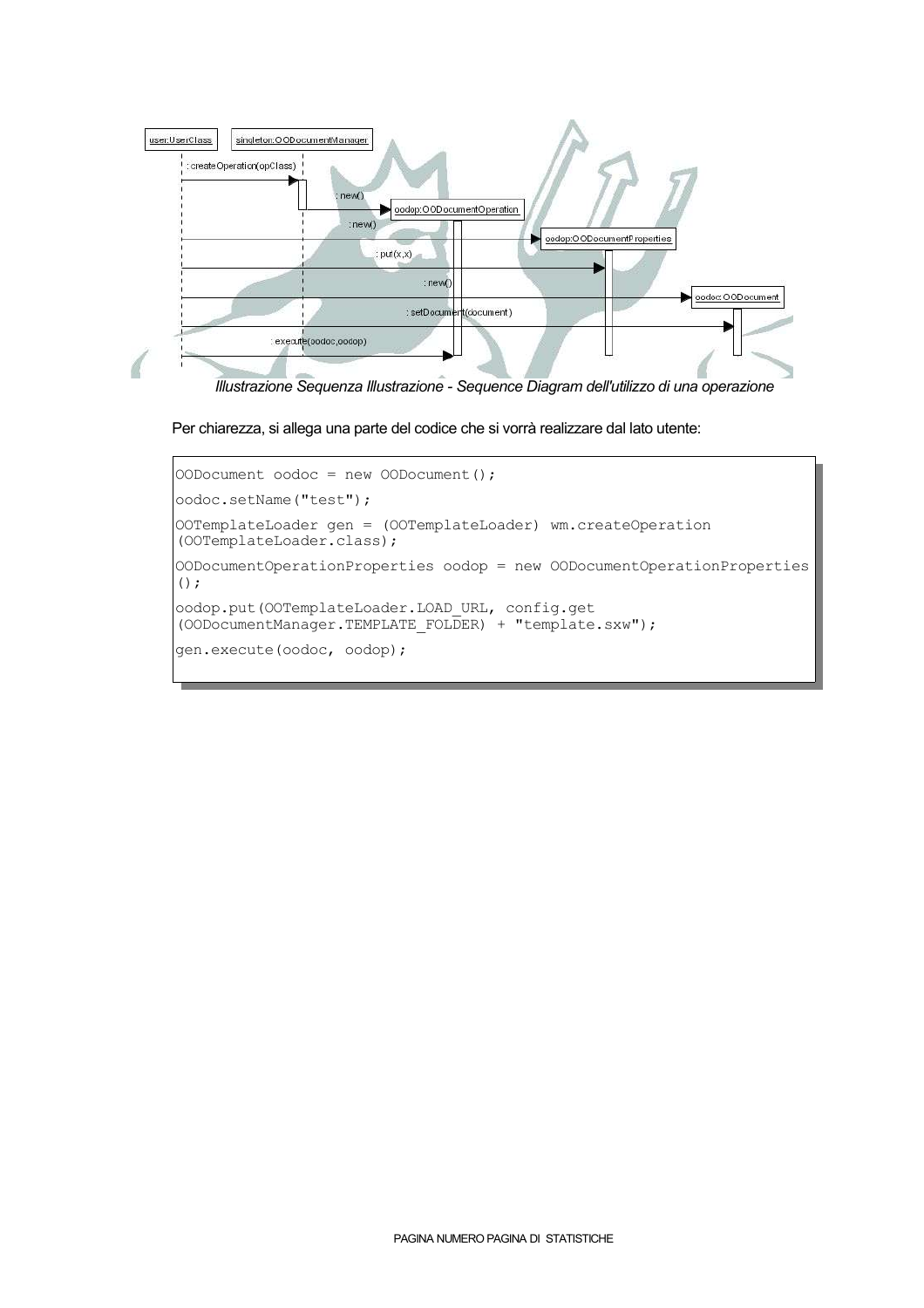*Illustrazione Sequenza Illustrazione - Sequence Diagram dell'utilizzo di una operazione*

Per chiarezza, si allega una parte del codice che si vorrà realizzare dal lato utente:

```
OODocument oodoc = new OODocument();
oodoc.setName("test");
OOTemplateLoader gen = (OOTemplateLoader) wm.createOperation
(OOTemplateLoader.class);
OODocumentOperationProperties oodop = new OODocumentOperationProperties
();
oodop.put(OOTemplateLoader.LOAD_URL, config.get
(OODocumentManager.TEMPLATE_FOLDER) + "template.sxw");
gen.execute(oodoc, oodop);
```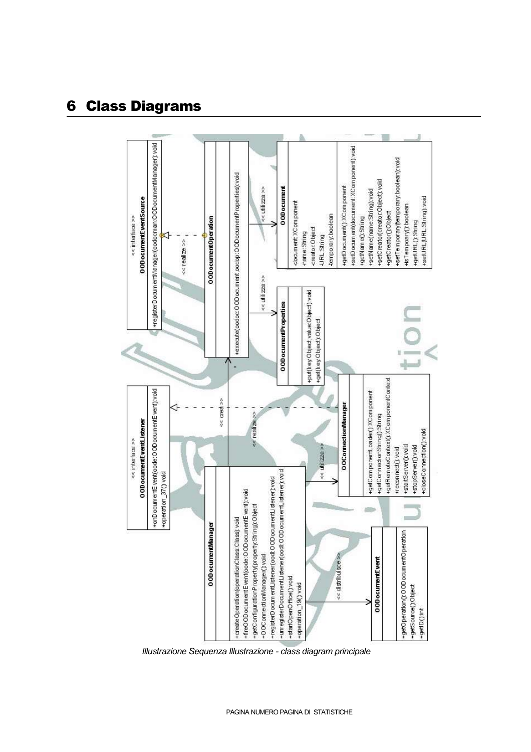# 6 Class Diagrams

**<< interface >>**
**OODocumentEventSource**

- +registerDocumentManager(oodocman:OODocumentManager):void

**OODocumentOperation**

- +execute(oodoc:OODocument,oodop:OODocumentProperties):void

**OODocument**

- -document:XComponent
- -name:String
- -creator:Object
- -URL:String
- -temporary:boolean
- +getDocument():XComponent
- +setDocument(document:XComponent):void
- +getName():String
- +setName(name:String):void
- +setCreator(creator:Object):void
- +getCreator():Object
- +setTemporary(temporary:boolean):void
- +isTemporary():boolean
- +getURL():String
- +setURL(URL:String):void

**OODocumentProperties**

- +put(key:Object,value:Object):void
- +get(key:Object):Object

**<< interface >>**
**OODocumentEventListener**

- +onDocumentEvent(oode:OODocumentEvent):void
- +operation_37():void

**OOConnectionManager**

- +getComponentLoader():XComponent
- +getConnectionString():String
- +getRemoteContext():XComponentContext
- +reconnect():void
- +startServer():void
- +stopServer():void
- +closeConnection():void

**OODocumentManager**

- +createOperation(operationClass:Class):void
- +fireOODocumentEvent(oode:OODocumentEvent):void
- +getConfigurationProperty(property:String):Object
- +OOConnectionManager():void
- +registerDocumentListener(oodl:OODocumentListener):void
- +unregisterDocumentListener(oodl:OODocumentListener):void
- +startOpenOffice():void
- +operation_19():void

**OODocumentEvent**

- +getOperation():OODocumentOperation
- +getSource():Object
- +getID():int

Relations: << realize >>, << utilizza >>, << crea >>, << distribuisce >>

*Illustrazione Sequenza Illustrazione - class diagram principale*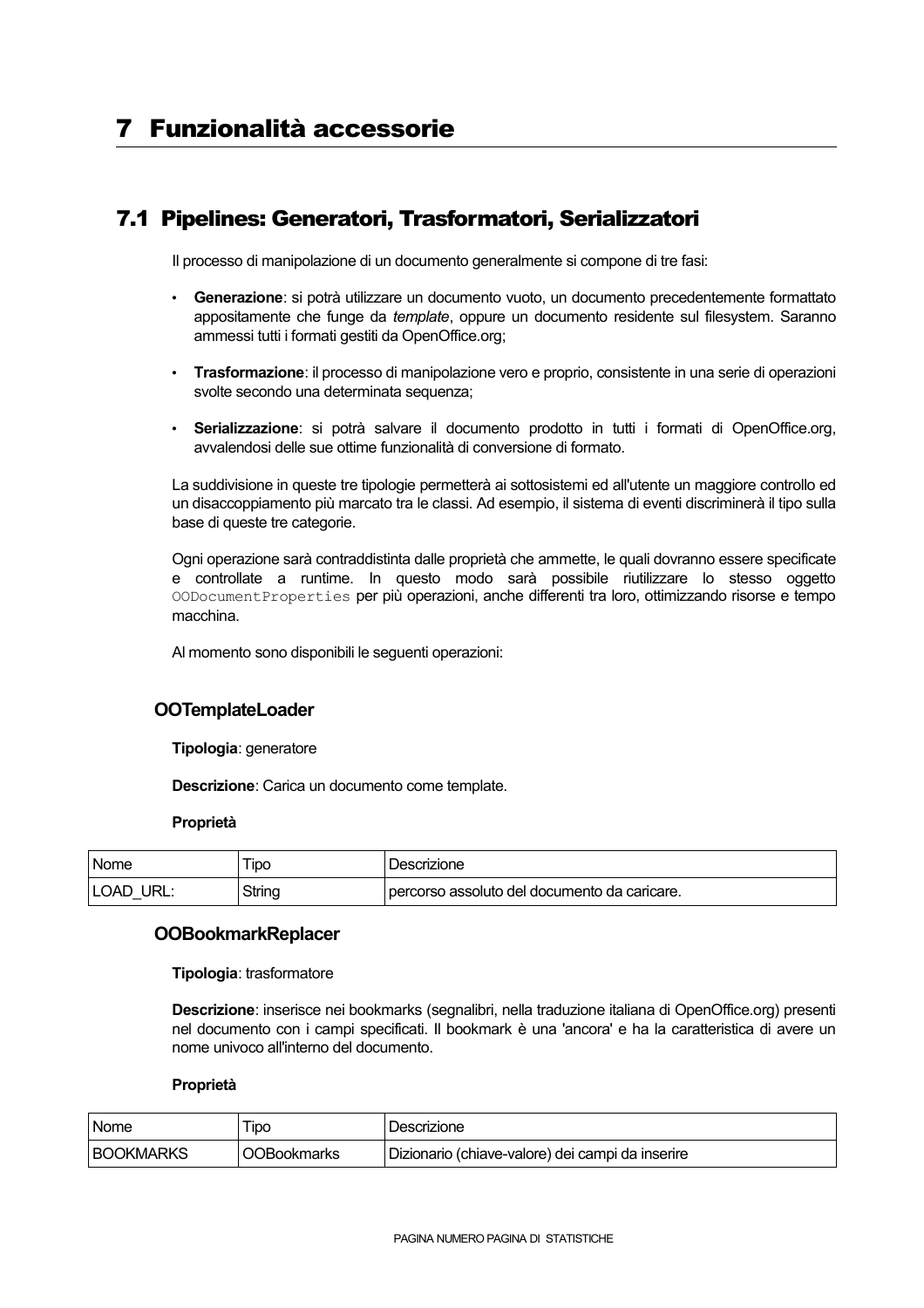# 7 Funzionalità accessorie

## 7.1 Pipelines: Generatori, Trasformatori, Serializzatori

Il processo di manipolazione di un documento generalmente si compone di tre fasi:

- **Generazione**: si potrà utilizzare un documento vuoto, un documento precedentemente formattato appositamente che funge da *template*, oppure un documento residente sul filesystem. Saranno ammessi tutti i formati gestiti da OpenOffice.org;
- **Trasformazione**: il processo di manipolazione vero e proprio, consistente in una serie di operazioni svolte secondo una determinata sequenza;
- **Serializzazione**: si potrà salvare il documento prodotto in tutti i formati di OpenOffice.org, avvalendosi delle sue ottime funzionalità di conversione di formato.

La suddivisione in queste tre tipologie permetterà ai sottosistemi ed all'utente un maggiore controllo ed un disaccoppiamento più marcato tra le classi. Ad esempio, il sistema di eventi discriminerà il tipo sulla base di queste tre categorie.

Ogni operazione sarà contraddistinta dalle proprietà che ammette, le quali dovranno essere specificate e controllate a runtime. In questo modo sarà possibile riutilizzare lo stesso oggetto `OODocumentProperties` per più operazioni, anche differenti tra loro, ottimizzando risorse e tempo macchina.

Al momento sono disponibili le seguenti operazioni:

### OOTemplateLoader

**Tipologia**: generatore

**Descrizione**: Carica un documento come template.

**Proprietà**

| Nome | Tipo | Descrizione |
|---|---|---|
| LOAD_URL: | String | percorso assoluto del documento da caricare. |

### OOBookmarkReplacer

**Tipologia**: trasformatore

**Descrizione**: inserisce nei bookmarks (segnalibri, nella traduzione italiana di OpenOffice.org) presenti nel documento con i campi specificati. Il bookmark è una 'ancora' e ha la caratteristica di avere un nome univoco all'interno del documento.

**Proprietà**

| Nome | Tipo | Descrizione |
|---|---|---|
| BOOKMARKS | OOBookmarks | Dizionario (chiave-valore) dei campi da inserire |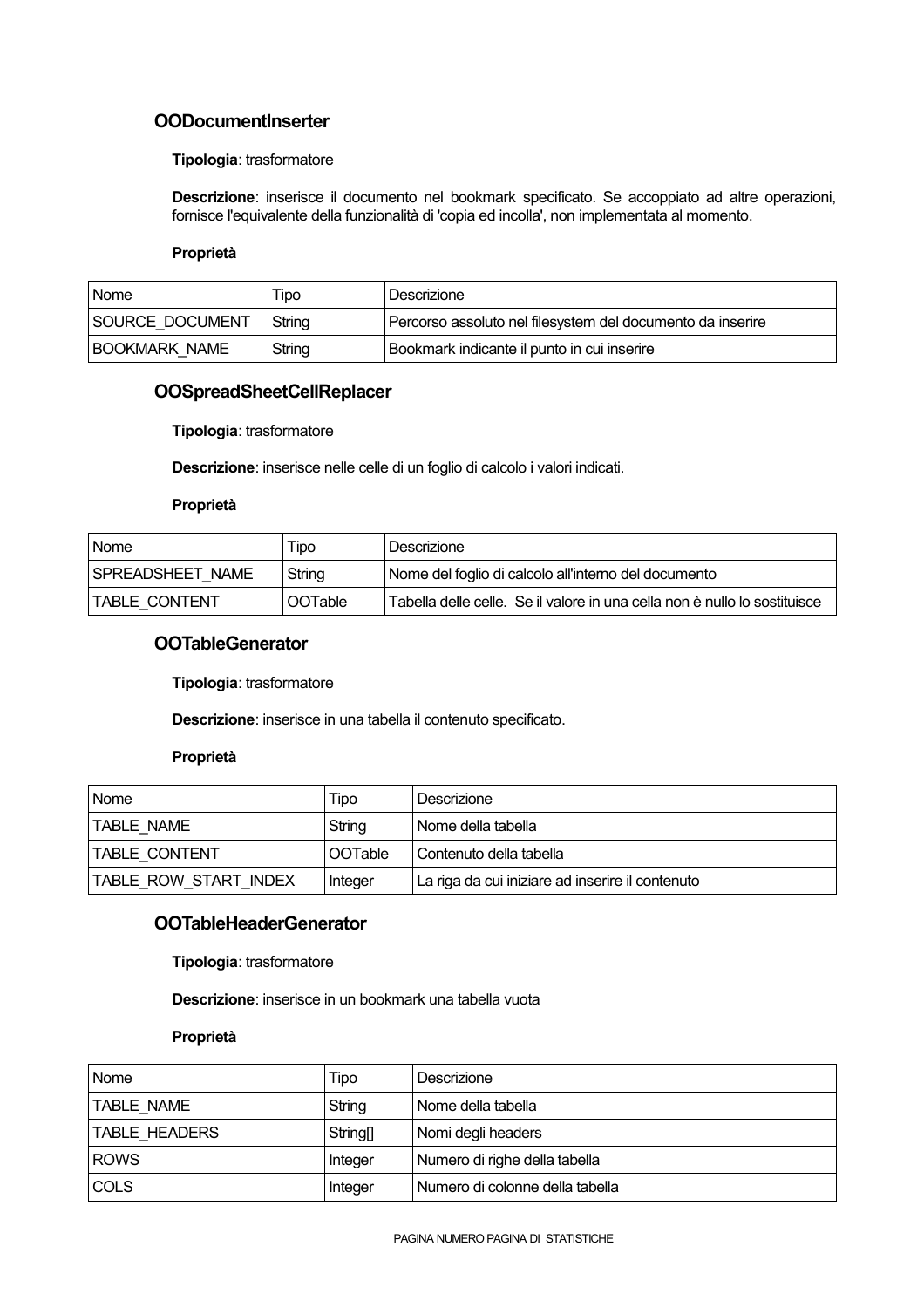### OODocumentInserter

**Tipologia**: trasformatore

**Descrizione**: inserisce il documento nel bookmark specificato. Se accoppiato ad altre operazioni, fornisce l'equivalente della funzionalità di 'copia ed incolla', non implementata al momento.

**Proprietà**

| Nome | Tipo | Descrizione |
|---|---|---|
| SOURCE_DOCUMENT | String | Percorso assoluto nel filesystem del documento da inserire |
| BOOKMARK_NAME | String | Bookmark indicante il punto in cui inserire |

### OOSpreadSheetCellReplacer

**Tipologia**: trasformatore

**Descrizione**: inserisce nelle celle di un foglio di calcolo i valori indicati.

**Proprietà**

| Nome | Tipo | Descrizione |
|---|---|---|
| SPREADSHEET_NAME | String | Nome del foglio di calcolo all'interno del documento |
| TABLE_CONTENT | OOTable | Tabella delle celle. Se il valore in una cella non è nullo lo sostituisce |

### OOTableGenerator

**Tipologia**: trasformatore

**Descrizione**: inserisce in una tabella il contenuto specificato.

**Proprietà**

| Nome | Tipo | Descrizione |
|---|---|---|
| TABLE_NAME | String | Nome della tabella |
| TABLE_CONTENT | OOTable | Contenuto della tabella |
| TABLE_ROW_START_INDEX | Integer | La riga da cui iniziare ad inserire il contenuto |

### OOTableHeaderGenerator

**Tipologia**: trasformatore

**Descrizione**: inserisce in un bookmark una tabella vuota

**Proprietà**

| Nome | Tipo | Descrizione |
|---|---|---|
| TABLE_NAME | String | Nome della tabella |
| TABLE_HEADERS | String[] | Nomi degli headers |
| ROWS | Integer | Numero di righe della tabella |
| COLS | Integer | Numero di colonne della tabella |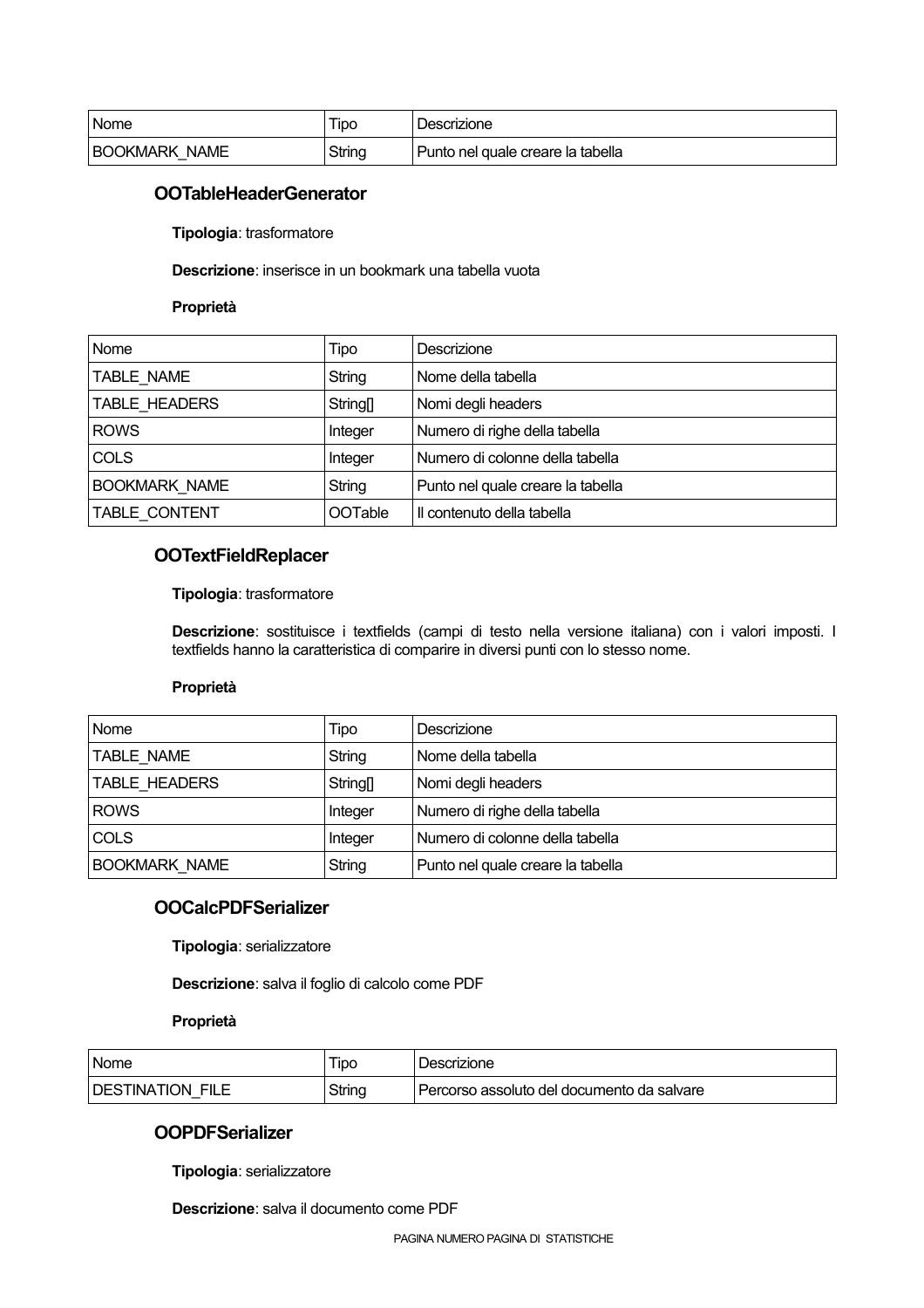| Nome | Tipo | Descrizione |
| --- | --- | --- |
| BOOKMARK_NAME | String | Punto nel quale creare la tabella |

### OOTableHeaderGenerator

**Tipologia**: trasformatore

**Descrizione**: inserisce in un bookmark una tabella vuota

**Proprietà**

| Nome | Tipo | Descrizione |
| --- | --- | --- |
| TABLE_NAME | String | Nome della tabella |
| TABLE_HEADERS | String[] | Nomi degli headers |
| ROWS | Integer | Numero di righe della tabella |
| COLS | Integer | Numero di colonne della tabella |
| BOOKMARK_NAME | String | Punto nel quale creare la tabella |
| TABLE_CONTENT | OOTable | Il contenuto della tabella |

### OOTextFieldReplacer

**Tipologia**: trasformatore

**Descrizione**: sostituisce i textfields (campi di testo nella versione italiana) con i valori imposti. I textfields hanno la caratteristica di comparire in diversi punti con lo stesso nome.

**Proprietà**

| Nome | Tipo | Descrizione |
| --- | --- | --- |
| TABLE_NAME | String | Nome della tabella |
| TABLE_HEADERS | String[] | Nomi degli headers |
| ROWS | Integer | Numero di righe della tabella |
| COLS | Integer | Numero di colonne della tabella |
| BOOKMARK_NAME | String | Punto nel quale creare la tabella |

### OOCalcPDFSerializer

**Tipologia**: serializzatore

**Descrizione**: salva il foglio di calcolo come PDF

**Proprietà**

| Nome | Tipo | Descrizione |
| --- | --- | --- |
| DESTINATION_FILE | String | Percorso assoluto del documento da salvare |

### OOPDFSerializer

**Tipologia**: serializzatore

**Descrizione**: salva il documento come PDF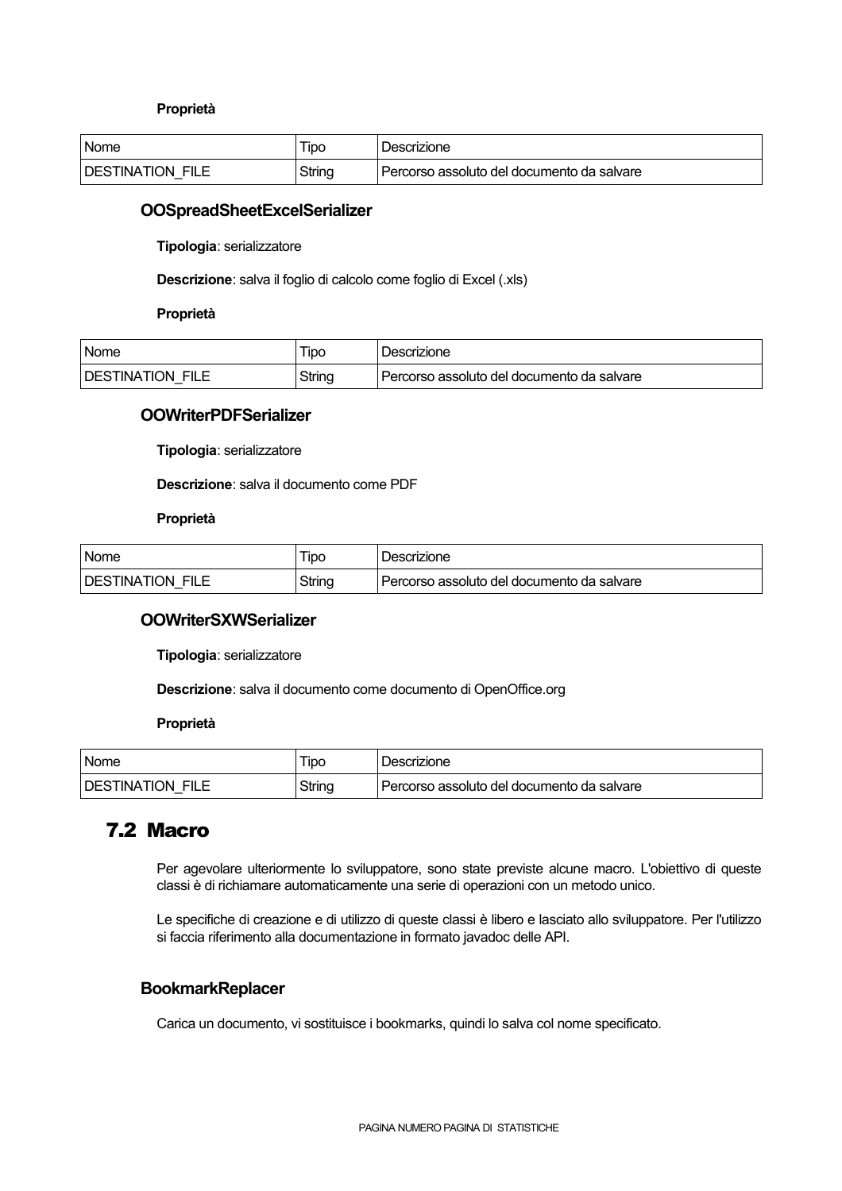**Proprietà**

| Nome | Tipo | Descrizione |
|---|---|---|
| DESTINATION_FILE | String | Percorso assoluto del documento da salvare |

### OOSpreadSheetExcelSerializer

**Tipologia**: serializzatore

**Descrizione**: salva il foglio di calcolo come foglio di Excel (.xls)

**Proprietà**

| Nome | Tipo | Descrizione |
|---|---|---|
| DESTINATION_FILE | String | Percorso assoluto del documento da salvare |

### OOWriterPDFSerializer

**Tipologia**: serializzatore

**Descrizione**: salva il documento come PDF

**Proprietà**

| Nome | Tipo | Descrizione |
|---|---|---|
| DESTINATION_FILE | String | Percorso assoluto del documento da salvare |

### OOWriterSXWSerializer

**Tipologia**: serializzatore

**Descrizione**: salva il documento come documento di OpenOffice.org

**Proprietà**

| Nome | Tipo | Descrizione |
|---|---|---|
| DESTINATION_FILE | String | Percorso assoluto del documento da salvare |

## 7.2 Macro

Per agevolare ulteriormente lo sviluppatore, sono state previste alcune macro. L'obiettivo di queste classi è di richiamare automaticamente una serie di operazioni con un metodo unico.

Le specifiche di creazione e di utilizzo di queste classi è libero e lasciato allo sviluppatore. Per l'utilizzo si faccia riferimento alla documentazione in formato javadoc delle API.

### BookmarkReplacer

Carica un documento, vi sostituisce i bookmarks, quindi lo salva col nome specificato.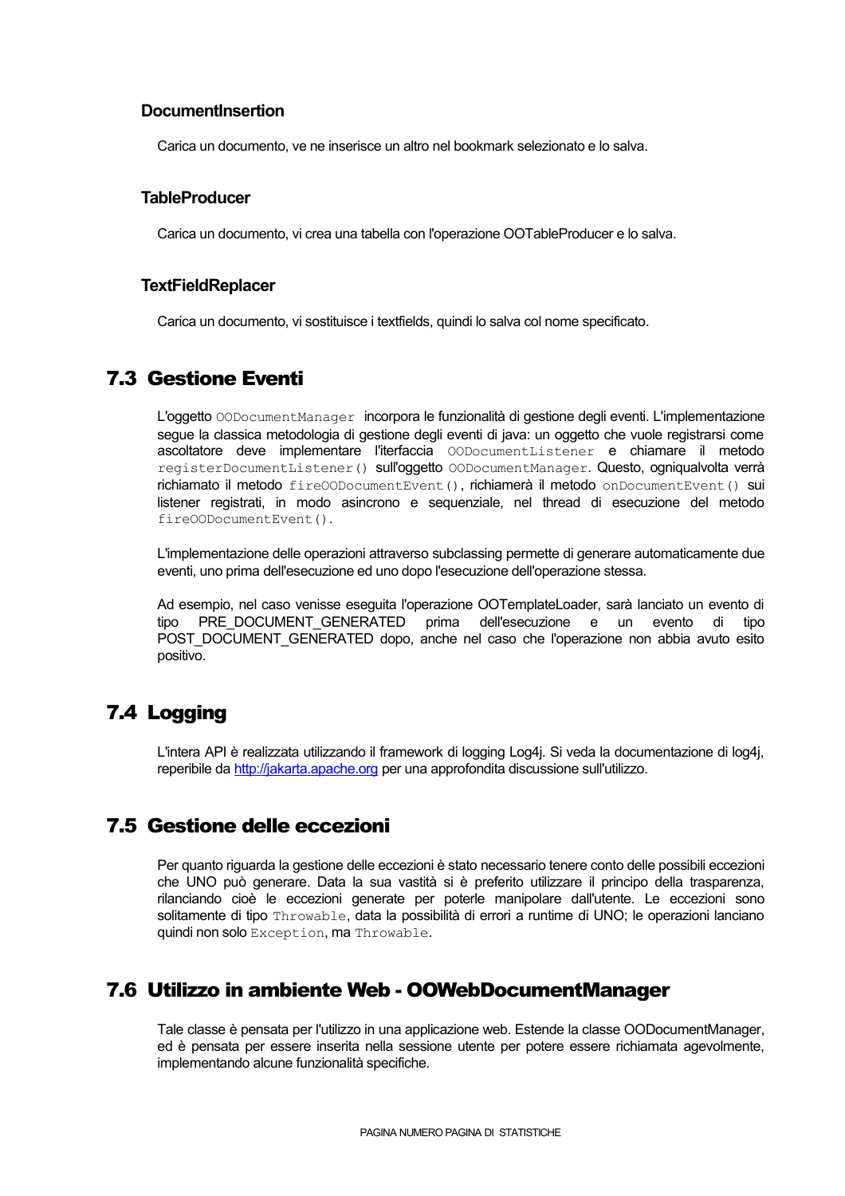### DocumentInsertion

Carica un documento, ve ne inserisce un altro nel bookmark selezionato e lo salva.

### TableProducer

Carica un documento, vi crea una tabella con l'operazione OOTableProducer e lo salva.

### TextFieldReplacer

Carica un documento, vi sostituisce i textfields, quindi lo salva col nome specificato.

## 7.3 Gestione Eventi

L'oggetto `OODocumentManager` incorpora le funzionalità di gestione degli eventi. L'implementazione segue la classica metodologia di gestione degli eventi di java: un oggetto che vuole registrarsi come ascoltatore deve implementare l'iterfaccia `OODocumentListener` e chiamare il metodo `registerDocumentListener()` sull'oggetto `OODocumentManager`. Questo, ogniqualvolta verrà richiamato il metodo `fireOODocumentEvent()`, richiamerà il metodo `onDocumentEvent()` sui listener registrati, in modo asincrono e sequenziale, nel thread di esecuzione del metodo `fireOODocumentEvent()`.

L'implementazione delle operazioni attraverso subclassing permette di generare automaticamente due eventi, uno prima dell'esecuzione ed uno dopo l'esecuzione dell'operazione stessa.

Ad esempio, nel caso venisse eseguita l'operazione OOTemplateLoader, sarà lanciato un evento di tipo PRE_DOCUMENT_GENERATED prima dell'esecuzione e un evento di tipo POST_DOCUMENT_GENERATED dopo, anche nel caso che l'operazione non abbia avuto esito positivo.

## 7.4 Logging

L'intera API è realizzata utilizzando il framework di logging Log4j. Si veda la documentazione di log4j, reperibile da [http://jakarta.apache.org](http://jakarta.apache.org) per una approfondita discussione sull'utilizzo.

## 7.5 Gestione delle eccezioni

Per quanto riguarda la gestione delle eccezioni è stato necessario tenere conto delle possibili eccezioni che UNO può generare. Data la sua vastità si è preferito utilizzare il principio della trasparenza, rilanciando cioè le eccezioni generate per poterle manipolare dall'utente. Le eccezioni sono solitamente di tipo `Throwable`, data la possibilità di errori a runtime di UNO; le operazioni lanciano quindi non solo `Exception`, ma `Throwable`.

## 7.6 Utilizzo in ambiente Web - OOWebDocumentManager

Tale classe è pensata per l'utilizzo in una applicazione web. Estende la classe OODocumentManager, ed è pensata per essere inserita nella sessione utente per potere essere richiamata agevolmente, implementando alcune funzionalità specifiche.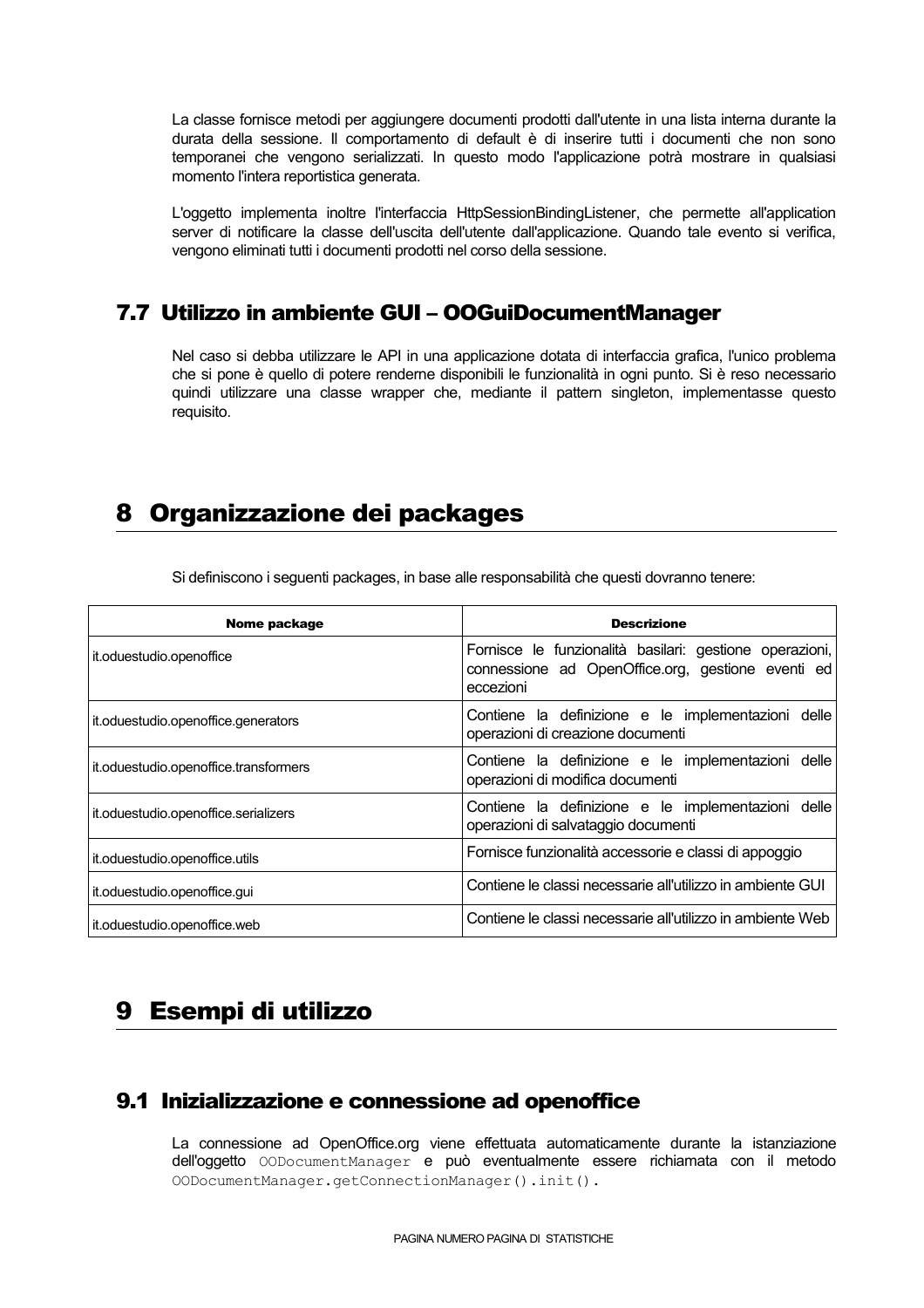La classe fornisce metodi per aggiungere documenti prodotti dall'utente in una lista interna durante la durata della sessione. Il comportamento di default è di inserire tutti i documenti che non sono temporanei che vengono serializzati. In questo modo l'applicazione potrà mostrare in qualsiasi momento l'intera reportistica generata.

L'oggetto implementa inoltre l'interfaccia HttpSessionBindingListener, che permette all'application server di notificare la classe dell'uscita dell'utente dall'applicazione. Quando tale evento si verifica, vengono eliminati tutti i documenti prodotti nel corso della sessione.

## 7.7 Utilizzo in ambiente GUI – OOGuiDocumentManager

Nel caso si debba utilizzare le API in una applicazione dotata di interfaccia grafica, l'unico problema che si pone è quello di potere renderne disponibili le funzionalità in ogni punto. Si è reso necessario quindi utilizzare una classe wrapper che, mediante il pattern singleton, implementasse questo requisito.

# 8 Organizzazione dei packages

Si definiscono i seguenti packages, in base alle responsabilità che questi dovranno tenere:

| Nome package | Descrizione |
|---|---|
| it.oduestudio.openoffice | Fornisce le funzionalità basilari: gestione operazioni, connessione ad OpenOffice.org, gestione eventi ed eccezioni |
| it.oduestudio.openoffice.generators | Contiene la definizione e le implementazioni delle operazioni di creazione documenti |
| it.oduestudio.openoffice.transformers | Contiene la definizione e le implementazioni delle operazioni di modifica documenti |
| it.oduestudio.openoffice.serializers | Contiene la definizione e le implementazioni delle operazioni di salvataggio documenti |
| it.oduestudio.openoffice.utils | Fornisce funzionalità accessorie e classi di appoggio |
| it.oduestudio.openoffice.gui | Contiene le classi necessarie all'utilizzo in ambiente GUI |
| it.oduestudio.openoffice.web | Contiene le classi necessarie all'utilizzo in ambiente Web |

# 9 Esempi di utilizzo

## 9.1 Inizializzazione e connessione ad openoffice

La connessione ad OpenOffice.org viene effettuata automaticamente durante la istanziazione dell'oggetto `OODocumentManager` e può eventualmente essere richiamata con il metodo `OODocumentManager.getConnectionManager().init()`.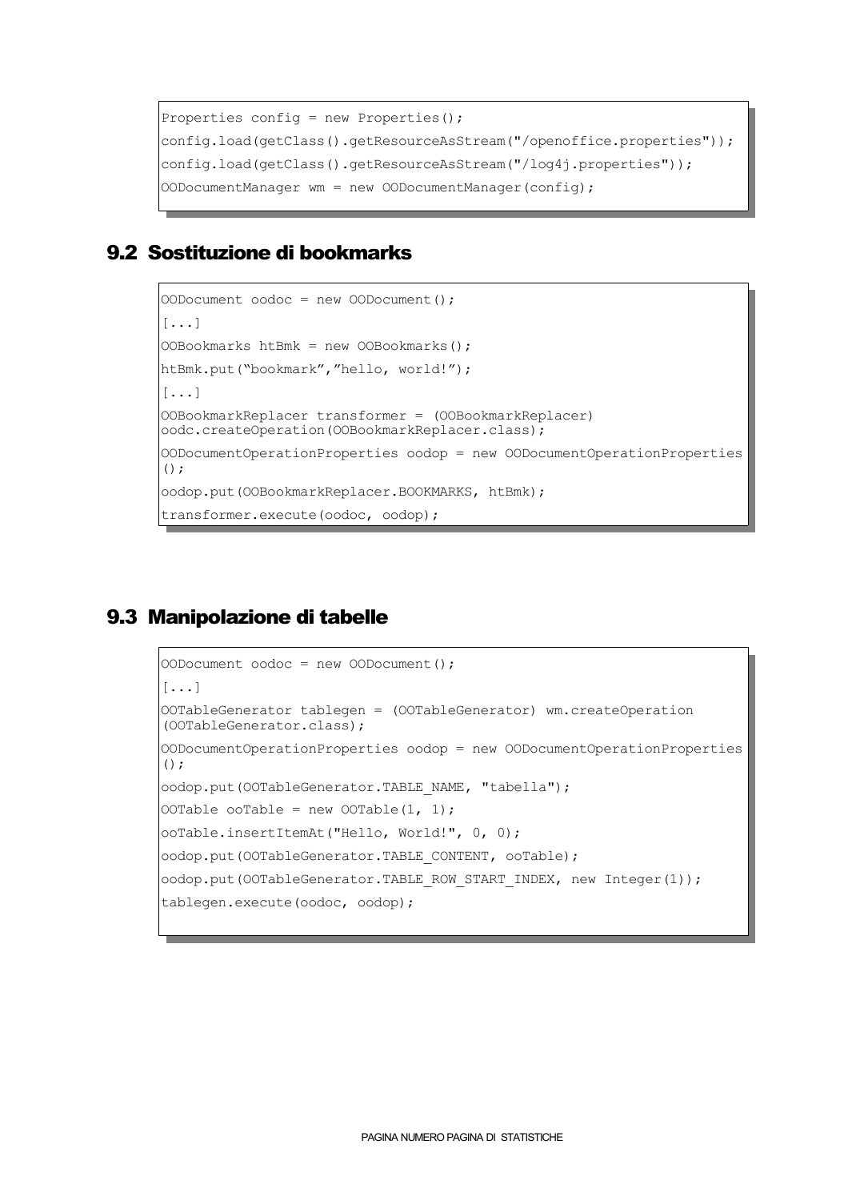```
Properties config = new Properties();
config.load(getClass().getResourceAsStream("/openoffice.properties"));
config.load(getClass().getResourceAsStream("/log4j.properties"));
OODocumentManager wm = new OODocumentManager(config);
```

## 9.2 Sostituzione di bookmarks

```
OODocument oodoc = new OODocument();
[...]
OOBookmarks htBmk = new OOBookmarks();
htBmk.put("bookmark","hello, world!");
[...]
OOBookmarkReplacer transformer = (OOBookmarkReplacer)
oodc.createOperation(OOBookmarkReplacer.class);
OODocumentOperationProperties oodop = new OODocumentOperationProperties
();
oodop.put(OOBookmarkReplacer.BOOKMARKS, htBmk);
transformer.execute(oodoc, oodop);
```

## 9.3 Manipolazione di tabelle

```
OODocument oodoc = new OODocument();
[...]
OOTableGenerator tablegen = (OOTableGenerator) wm.createOperation
(OOTableGenerator.class);
OODocumentOperationProperties oodop = new OODocumentOperationProperties
();
oodop.put(OOTableGenerator.TABLE_NAME, "tabella");
OOTable ooTable = new OOTable(1, 1);
ooTable.insertItemAt("Hello, World!", 0, 0);
oodop.put(OOTableGenerator.TABLE_CONTENT, ooTable);
oodop.put(OOTableGenerator.TABLE_ROW_START_INDEX, new Integer(1));
tablegen.execute(oodoc, oodop);
```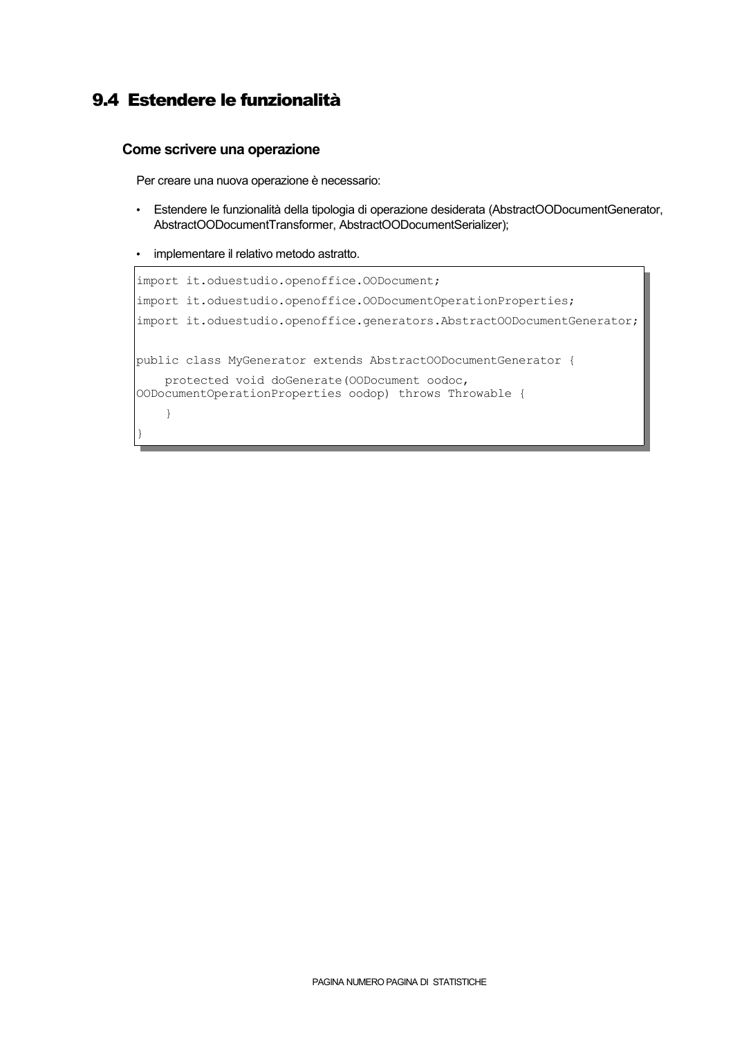## 9.4 Estendere le funzionalità

### Come scrivere una operazione

Per creare una nuova operazione è necessario:

- Estendere le funzionalità della tipologia di operazione desiderata (AbstractOODocumentGenerator, AbstractOODocumentTransformer, AbstractOODocumentSerializer);
- implementare il relativo metodo astratto.

```
import it.oduestudio.openoffice.OODocument;
import it.oduestudio.openoffice.OODocumentOperationProperties;
import it.oduestudio.openoffice.generators.AbstractOODocumentGenerator;

public class MyGenerator extends AbstractOODocumentGenerator {
    protected void doGenerate(OODocument oodoc,
OODocumentOperationProperties oodop) throws Throwable {
    }
}
```